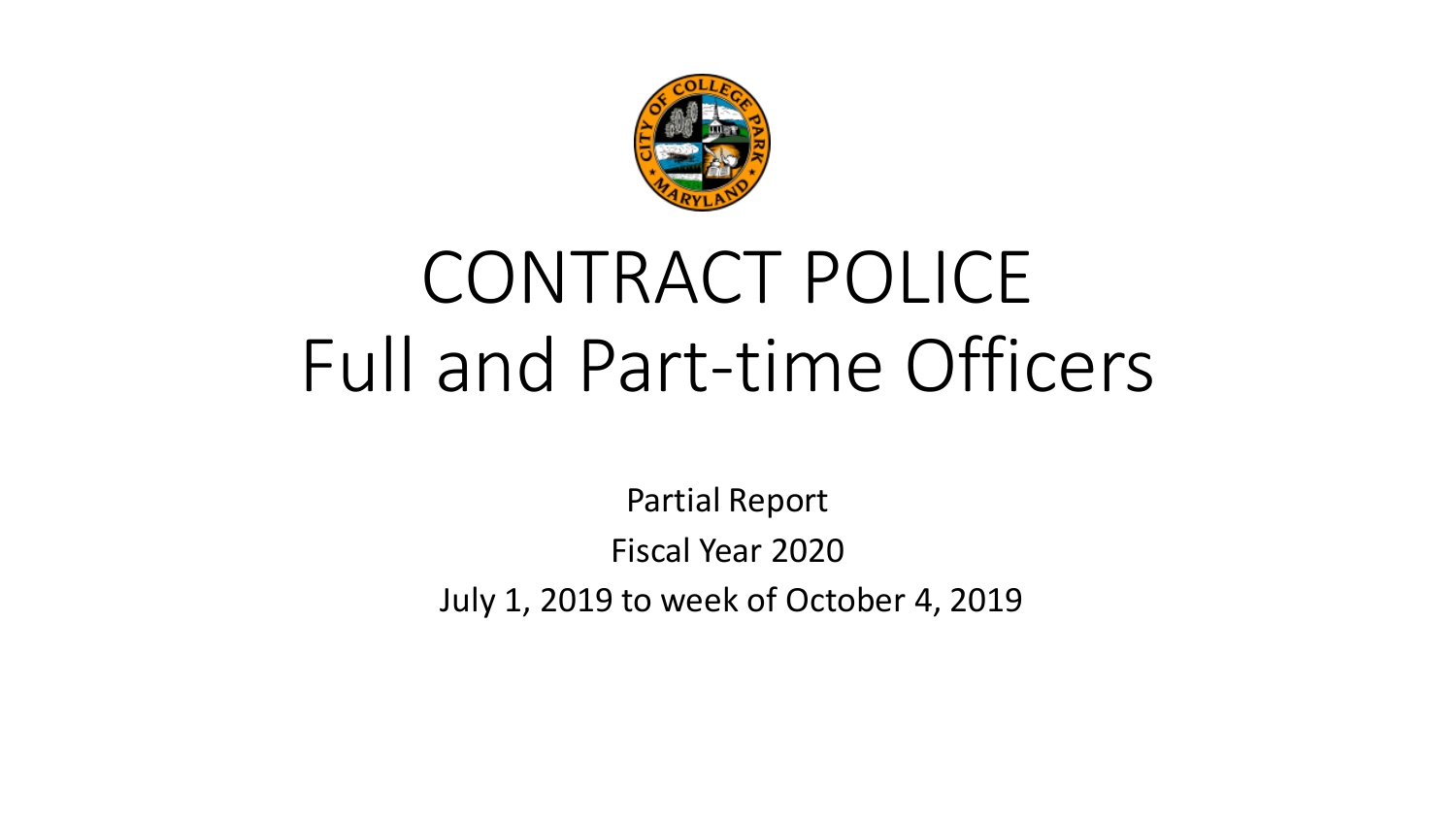# CONTRACT POLICE
# Full and Part-time Officers

Partial Report

Fiscal Year 2020

July 1, 2019 to week of October 4, 2019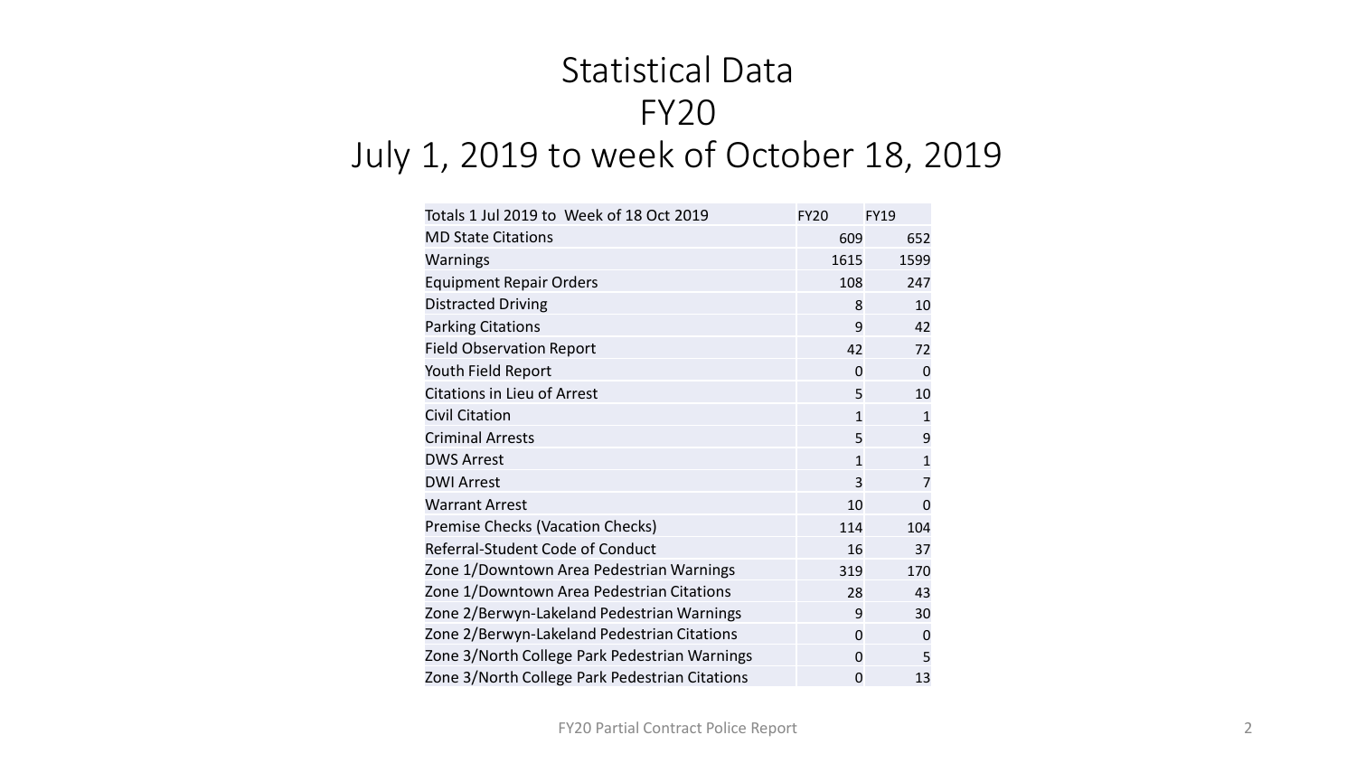# Statistical Data
# FY20
# July 1, 2019 to week of October 18, 2019

| Totals 1 Jul 2019 to Week of 18 Oct 2019 | FY20 | FY19 |
|---|---|---|
| MD State Citations | 609 | 652 |
| Warnings | 1615 | 1599 |
| Equipment Repair Orders | 108 | 247 |
| Distracted Driving | 8 | 10 |
| Parking Citations | 9 | 42 |
| Field Observation Report | 42 | 72 |
| Youth Field Report | 0 | 0 |
| Citations in Lieu of Arrest | 5 | 10 |
| Civil Citation | 1 | 1 |
| Criminal Arrests | 5 | 9 |
| DWS Arrest | 1 | 1 |
| DWI Arrest | 3 | 7 |
| Warrant Arrest | 10 | 0 |
| Premise Checks (Vacation Checks) | 114 | 104 |
| Referral-Student Code of Conduct | 16 | 37 |
| Zone 1/Downtown Area Pedestrian Warnings | 319 | 170 |
| Zone 1/Downtown Area Pedestrian Citations | 28 | 43 |
| Zone 2/Berwyn-Lakeland Pedestrian Warnings | 9 | 30 |
| Zone 2/Berwyn-Lakeland Pedestrian Citations | 0 | 0 |
| Zone 3/North College Park Pedestrian Warnings | 0 | 5 |
| Zone 3/North College Park Pedestrian Citations | 0 | 13 |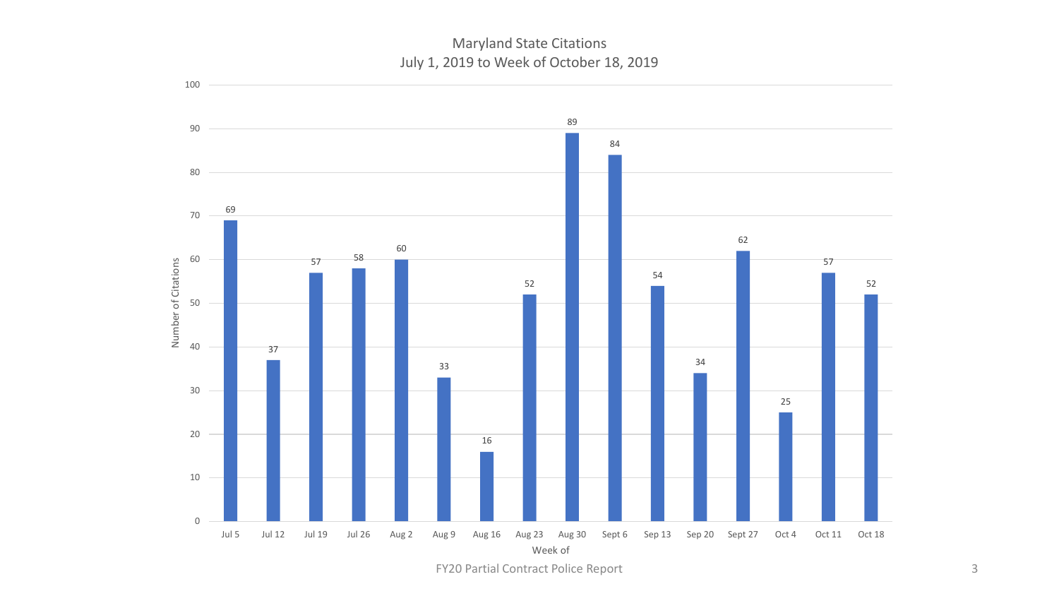## Maryland State Citations
### July 1, 2019 to Week of October 18, 2019

| Week of | Number of Citations |
| --- | --- |
| Jul 5 | 69 |
| Jul 12 | 37 |
| Jul 19 | 57 |
| Jul 26 | 58 |
| Aug 2 | 60 |
| Aug 9 | 33 |
| Aug 16 | 16 |
| Aug 23 | 52 |
| Aug 30 | 89 |
| Sept 6 | 84 |
| Sep 13 | 54 |
| Sep 20 | 34 |
| Sept 27 | 62 |
| Oct 4 | 25 |
| Oct 11 | 57 |
| Oct 18 | 52 |

FY20 Partial Contract Police Report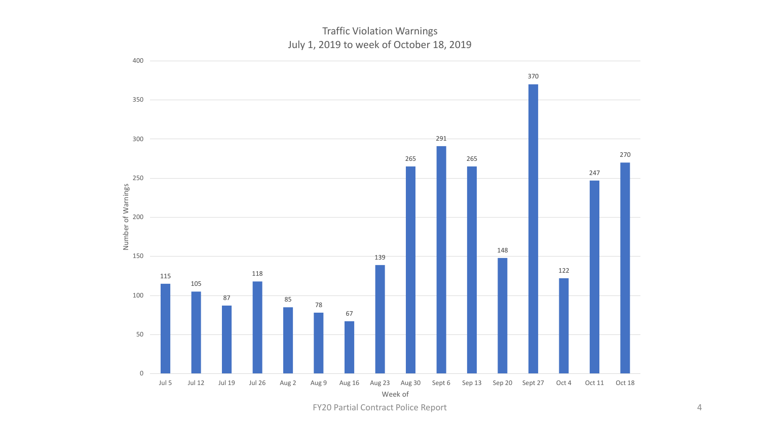## Traffic Violation Warnings
### July 1, 2019 to week of October 18, 2019

| Week of | Number of Warnings |
|---|---|
| Jul 5 | 115 |
| Jul 12 | 105 |
| Jul 19 | 87 |
| Jul 26 | 118 |
| Aug 2 | 85 |
| Aug 9 | 78 |
| Aug 16 | 67 |
| Aug 23 | 139 |
| Aug 30 | 265 |
| Sept 6 | 291 |
| Sep 13 | 265 |
| Sep 20 | 148 |
| Sept 27 | 370 |
| Oct 4 | 122 |
| Oct 11 | 247 |
| Oct 18 | 270 |

FY20 Partial Contract Police Report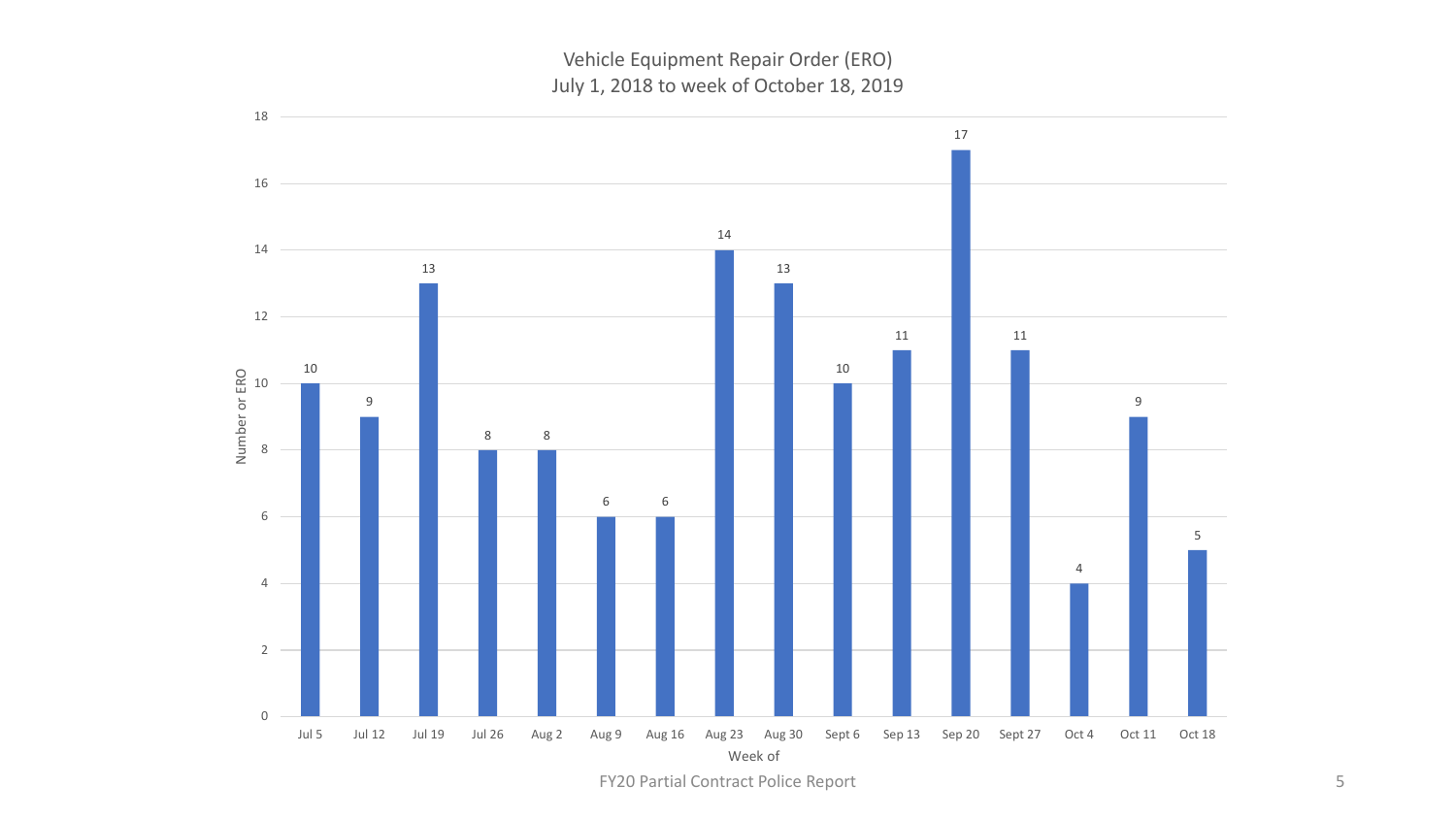## Vehicle Equipment Repair Order (ERO)
### July 1, 2018 to week of October 18, 2019

| Week of | Number or ERO |
|---|---|
| Jul 5 | 10 |
| Jul 12 | 9 |
| Jul 19 | 13 |
| Jul 26 | 8 |
| Aug 2 | 8 |
| Aug 9 | 6 |
| Aug 16 | 6 |
| Aug 23 | 14 |
| Aug 30 | 13 |
| Sept 6 | 10 |
| Sep 13 | 11 |
| Sep 20 | 17 |
| Sept 27 | 11 |
| Oct 4 | 4 |
| Oct 11 | 9 |
| Oct 18 | 5 |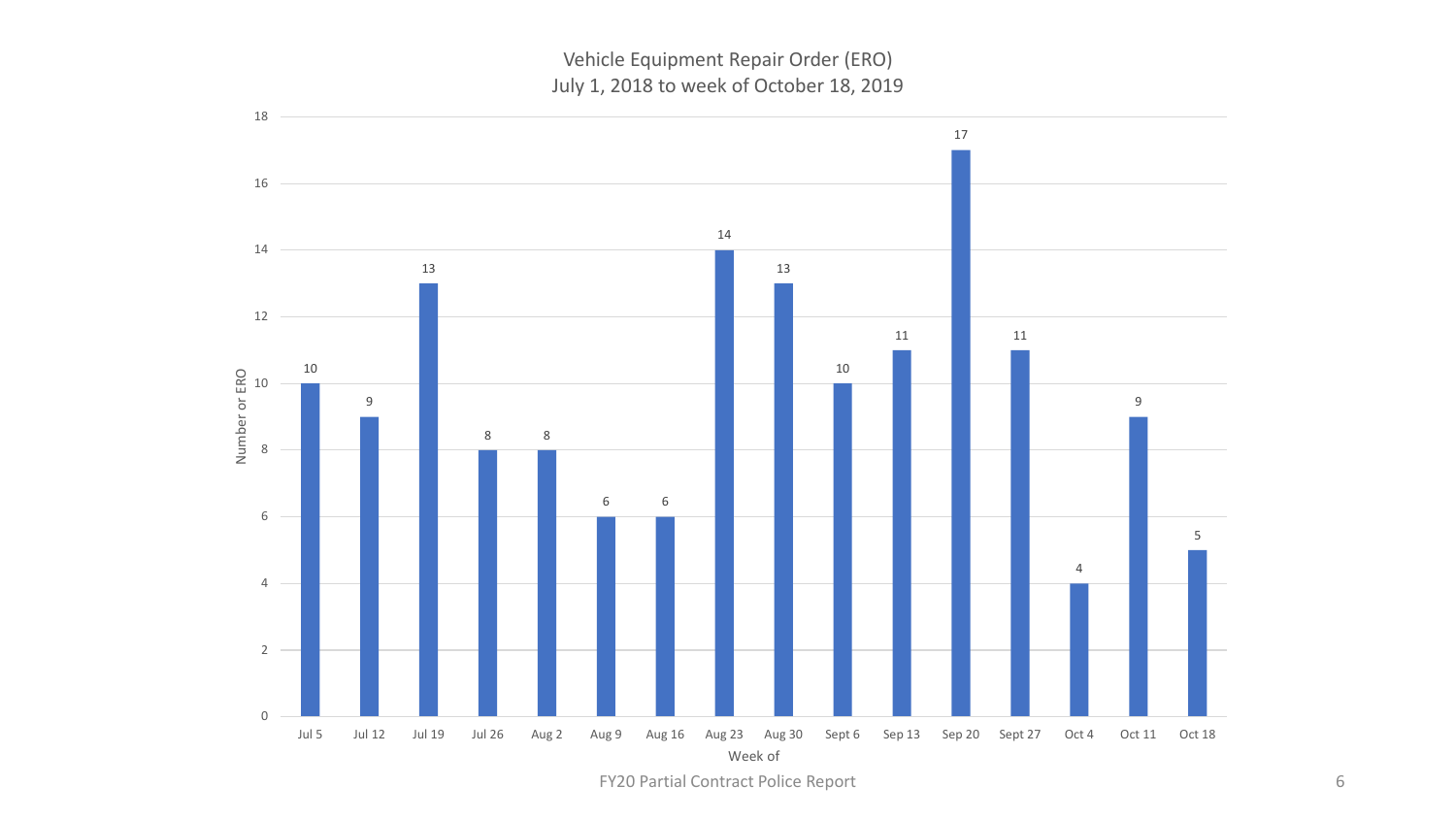## Vehicle Equipment Repair Order (ERO)
### July 1, 2018 to week of October 18, 2019

| Week of | Number or ERO |
|---|---|
| Jul 5 | 10 |
| Jul 12 | 9 |
| Jul 19 | 13 |
| Jul 26 | 8 |
| Aug 2 | 8 |
| Aug 9 | 6 |
| Aug 16 | 6 |
| Aug 23 | 14 |
| Aug 30 | 13 |
| Sept 6 | 10 |
| Sep 13 | 11 |
| Sep 20 | 17 |
| Sept 27 | 11 |
| Oct 4 | 4 |
| Oct 11 | 9 |
| Oct 18 | 5 |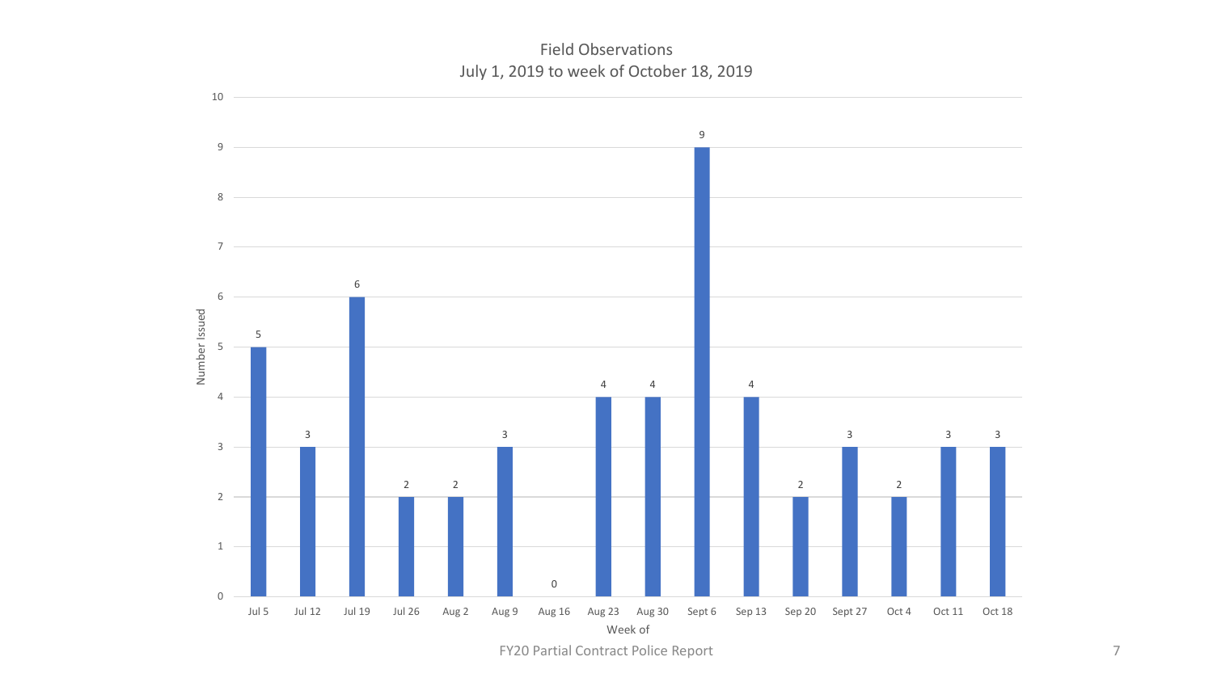## Field Observations
### July 1, 2019 to week of October 18, 2019

| Week of | Number Issued |
|---|---|
| Jul 5 | 5 |
| Jul 12 | 3 |
| Jul 19 | 6 |
| Jul 26 | 2 |
| Aug 2 | 2 |
| Aug 9 | 3 |
| Aug 16 | 0 |
| Aug 23 | 4 |
| Aug 30 | 4 |
| Sept 6 | 9 |
| Sep 13 | 4 |
| Sep 20 | 2 |
| Sept 27 | 3 |
| Oct 4 | 2 |
| Oct 11 | 3 |
| Oct 18 | 3 |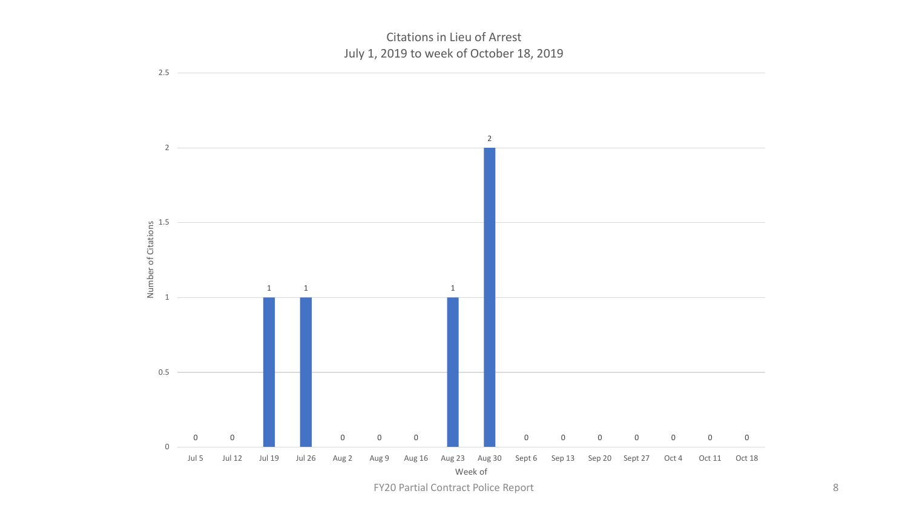## Citations in Lieu of Arrest
July 1, 2019 to week of October 18, 2019

| Week of | Number of Citations |
| --- | --- |
| Jul 5 | 0 |
| Jul 12 | 0 |
| Jul 19 | 1 |
| Jul 26 | 1 |
| Aug 2 | 0 |
| Aug 9 | 0 |
| Aug 16 | 0 |
| Aug 23 | 1 |
| Aug 30 | 2 |
| Sept 6 | 0 |
| Sep 13 | 0 |
| Sep 20 | 0 |
| Sept 27 | 0 |
| Oct 4 | 0 |
| Oct 11 | 0 |
| Oct 18 | 0 |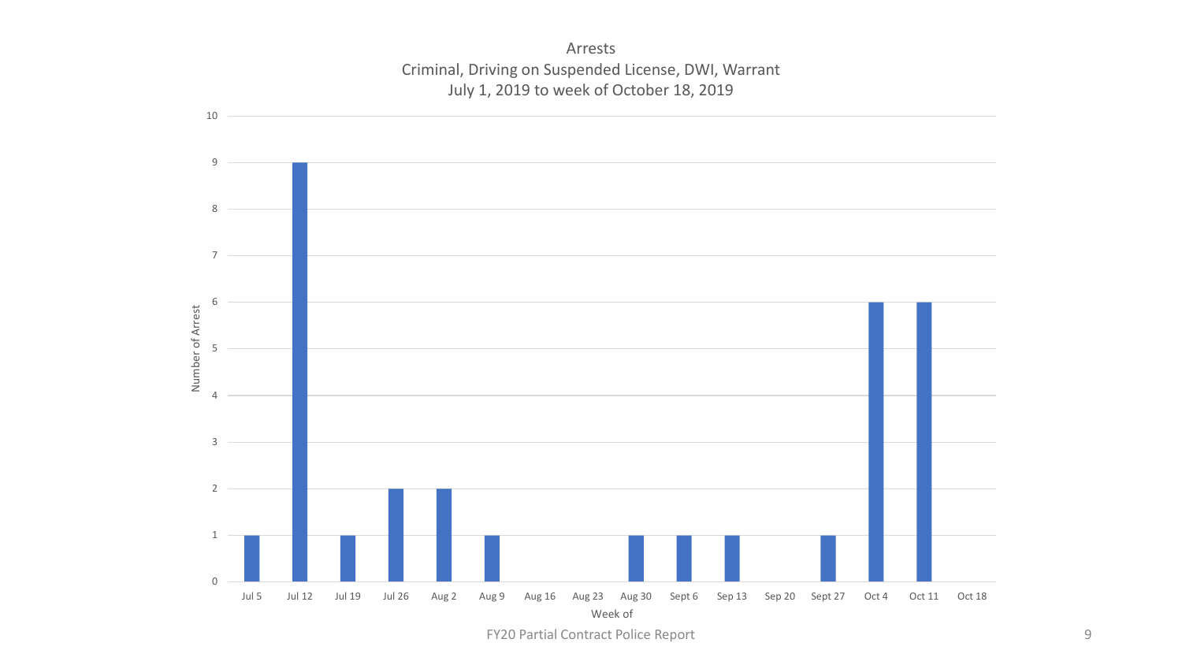# Arrests

## Criminal, Driving on Suspended License, DWI, Warrant

July 1, 2019 to week of October 18, 2019

| Week of | Number of Arrest |
|---|---|
| Jul 5 | 1 |
| Jul 12 | 9 |
| Jul 19 | 1 |
| Jul 26 | 2 |
| Aug 2 | 2 |
| Aug 9 | 1 |
| Aug 16 | 0 |
| Aug 23 | 0 |
| Aug 30 | 1 |
| Sept 6 | 1 |
| Sep 13 | 1 |
| Sep 20 | 0 |
| Sept 27 | 1 |
| Oct 4 | 6 |
| Oct 11 | 6 |
| Oct 18 | 0 |

FY20 Partial Contract Police Report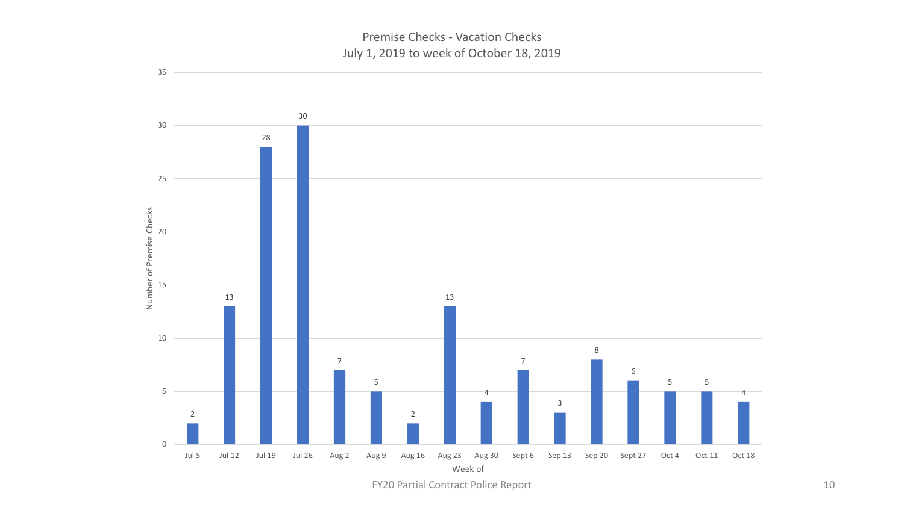## Premise Checks - Vacation Checks
### July 1, 2019 to week of October 18, 2019

| Week of | Number of Premise Checks |
| --- | --- |
| Jul 5 | 2 |
| Jul 12 | 13 |
| Jul 19 | 28 |
| Jul 26 | 30 |
| Aug 2 | 7 |
| Aug 9 | 5 |
| Aug 16 | 2 |
| Aug 23 | 13 |
| Aug 30 | 4 |
| Sept 6 | 7 |
| Sep 13 | 3 |
| Sep 20 | 8 |
| Sept 27 | 6 |
| Oct 4 | 5 |
| Oct 11 | 5 |
| Oct 18 | 4 |

FY20 Partial Contract Police Report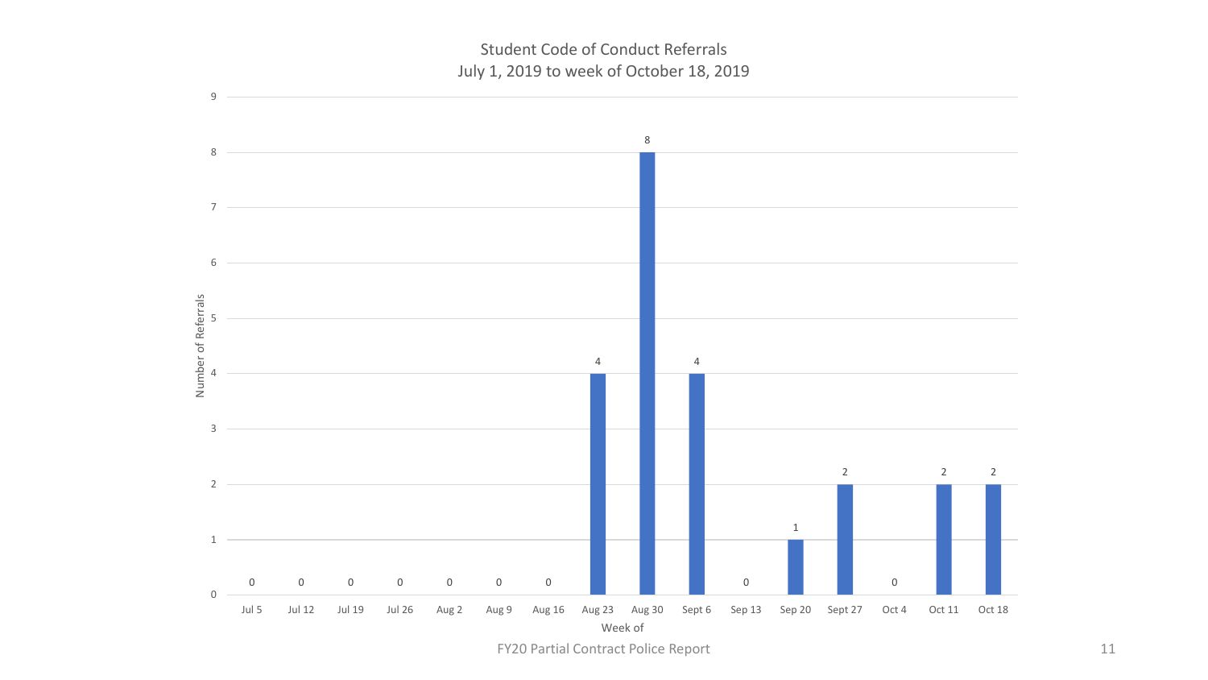## Student Code of Conduct Referrals
July 1, 2019 to week of October 18, 2019

| Week of | Number of Referrals |
| --- | --- |
| Jul 5 | 0 |
| Jul 12 | 0 |
| Jul 19 | 0 |
| Jul 26 | 0 |
| Aug 2 | 0 |
| Aug 9 | 0 |
| Aug 16 | 0 |
| Aug 23 | 4 |
| Aug 30 | 8 |
| Sept 6 | 4 |
| Sep 13 | 0 |
| Sep 20 | 1 |
| Sept 27 | 2 |
| Oct 4 | 0 |
| Oct 11 | 2 |
| Oct 18 | 2 |

FY20 Partial Contract Police Report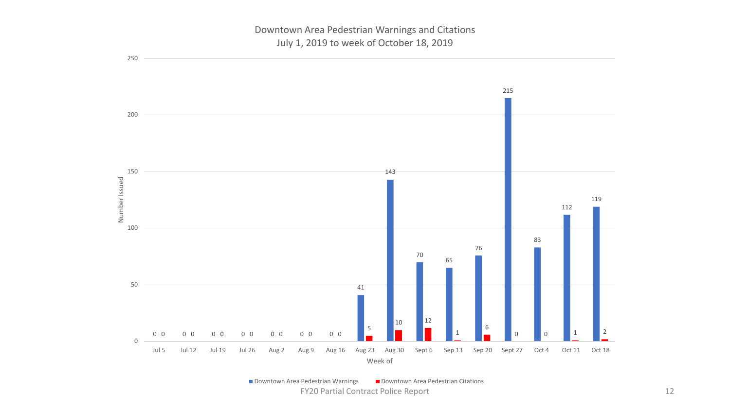Downtown Area Pedestrian Warnings and Citations
July 1, 2019 to week of October 18, 2019

250
200
150
100
50
0

Number Issued

0 0
0 0
0 0
0 0
0 0
0 0
0 0
41
5
143
10
70
12
65
1
76
6
215
0
83
0
112
1
119
2

Jul 5
Jul 12
Jul 19
Jul 26
Aug 2
Aug 9
Aug 16
Aug 23
Aug 30
Sept 6
Sep 13
Sep 20
Sept 27
Oct 4
Oct 11
Oct 18

Week of

Downtown Area Pedestrian Warnings
Downtown Area Pedestrian Citations

FY20 Partial Contract Police Report